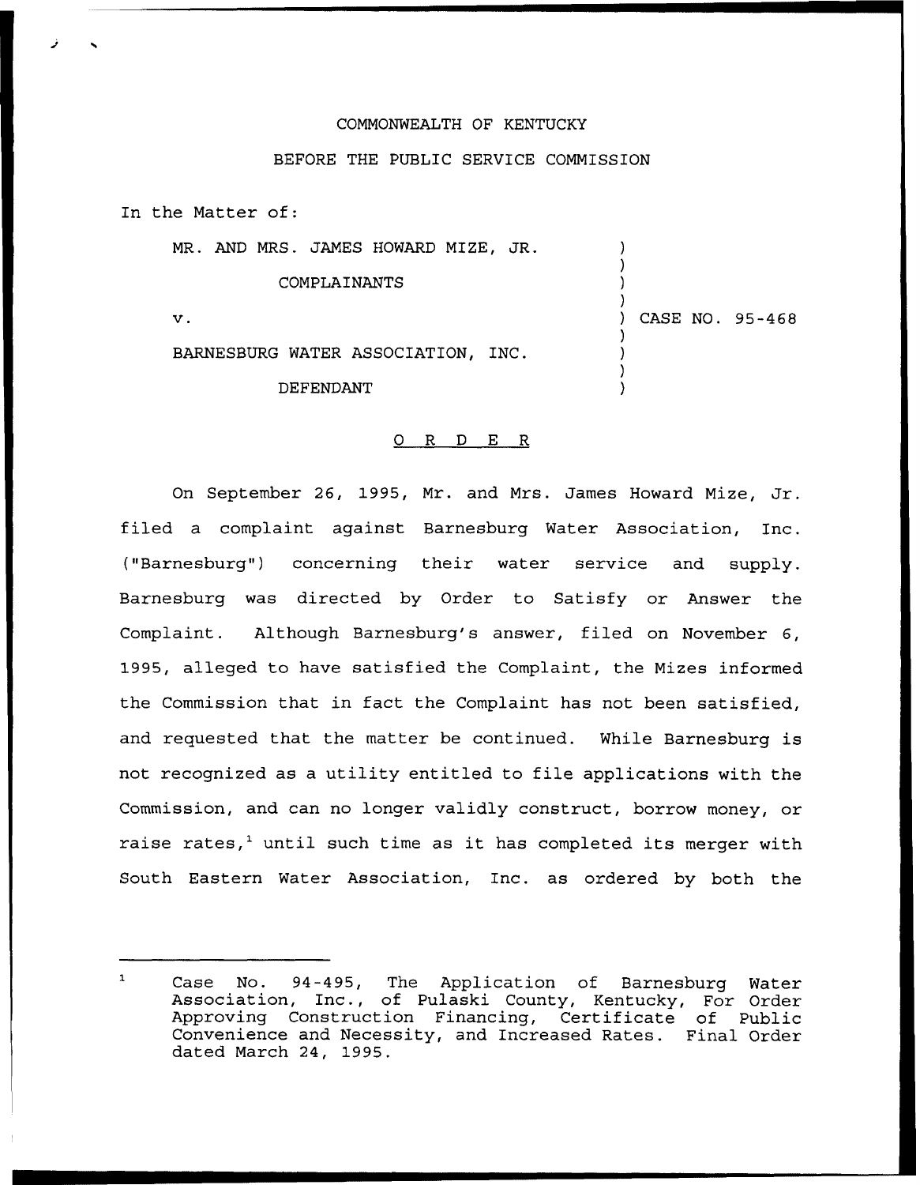COMMONWEALTH OF KENTUCKY

BEFORE THE PUBLIC SERVICE COMMISSION

In the Matter of:

MR. AND MRS. JAMES HOWARD MIZE, JR.

COMPLAINANTS

v.

BARNESBURG WATER ASSOCIATION, INC.

DEFENDANT

CASE NO. 95-468

O R D E R

On September 26, 1995, Mr. and Mrs. James Howard Mize, Jr. filed a complaint against Barnesburg Water Association, Inc. ("Barnesburg") concerning their water service and supply. Barnesburg was directed by Order to Satisfy or Answer the Complaint. Although Barnesburg's answer, filed on November 6, 1995, alleged to have satisfied the Complaint, the Mizes informed the Commission that in fact the Complaint has not been satisfied, and requested that the matter be continued. While Barnesburg is not recognized as a utility entitled to file applications with the Commission, and can no longer validly construct, borrow money, or raise rates,[1] until such time as it has completed its merger with South Eastern Water Association, Inc. as ordered by both the

[1] Case No. 94-495, The Application of Barnesburg Water Association, Inc., of Pulaski County, Kentucky, For Order Approving Construction Financing, Certificate of Public Convenience and Necessity, and Increased Rates. Final Order dated March 24, 1995.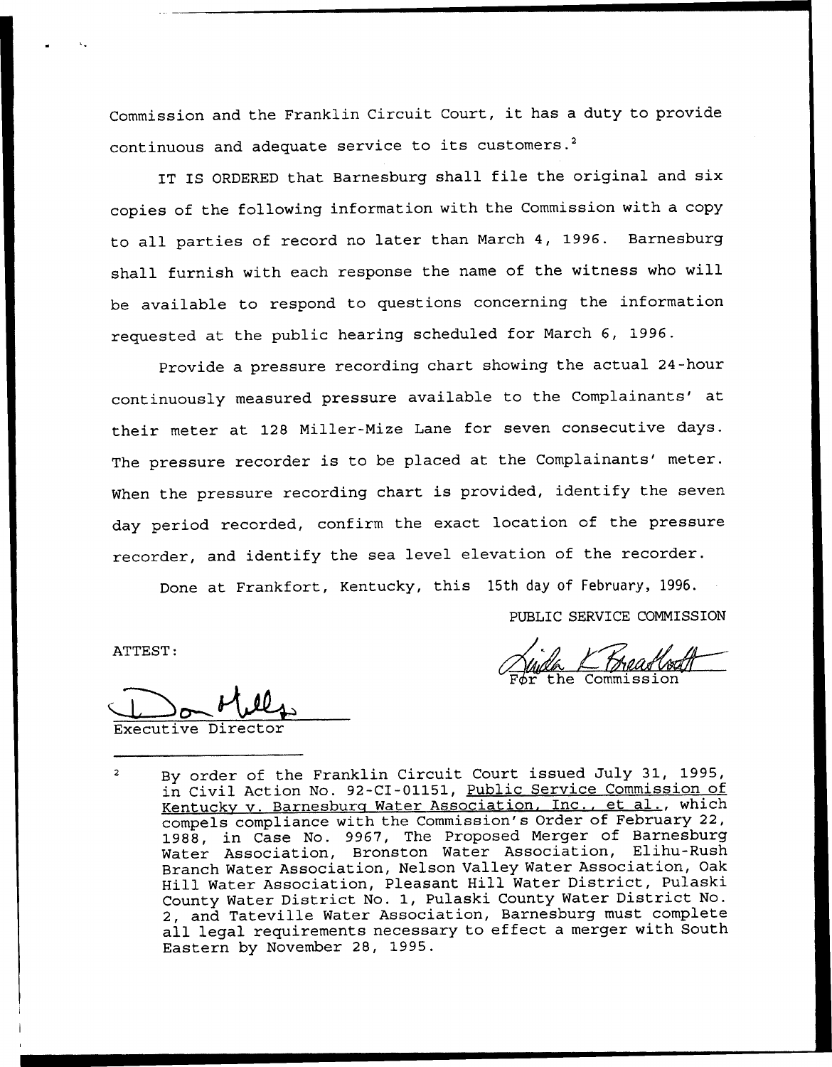Commission and the Franklin Circuit Court, it has a duty to provide continuous and adequate service to its customers.[2]

IT IS ORDERED that Barnesburg shall file the original and six copies of the following information with the Commission with a copy to all parties of record no later than March 4, 1996. Barnesburg shall furnish with each response the name of the witness who will be available to respond to questions concerning the information requested at the public hearing scheduled for March 6, 1996.

Provide a pressure recording chart showing the actual 24-hour continuously measured pressure available to the Complainants' at their meter at 128 Miller-Mize Lane for seven consecutive days. The pressure recorder is to be placed at the Complainants' meter. When the pressure recording chart is provided, identify the seven day period recorded, confirm the exact location of the pressure recorder, and identify the sea level elevation of the recorder.

Done at Frankfort, Kentucky, this 15th day of February, 1996.

PUBLIC SERVICE COMMISSION

For the Commission

ATTEST:

Executive Director

---

[2] By order of the Franklin Circuit Court issued July 31, 1995, in Civil Action No. 92-CI-01151, Public Service Commission of Kentucky v. Barnesburg Water Association, Inc., et al., which compels compliance with the Commission's Order of February 22, 1988, in Case No. 9967, The Proposed Merger of Barnesburg Water Association, Bronston Water Association, Elihu-Rush Branch Water Association, Nelson Valley Water Association, Oak Hill Water Association, Pleasant Hill Water District, Pulaski County Water District No. 1, Pulaski County Water District No. 2, and Tateville Water Association, Barnesburg must complete all legal requirements necessary to effect a merger with South Eastern by November 28, 1995.